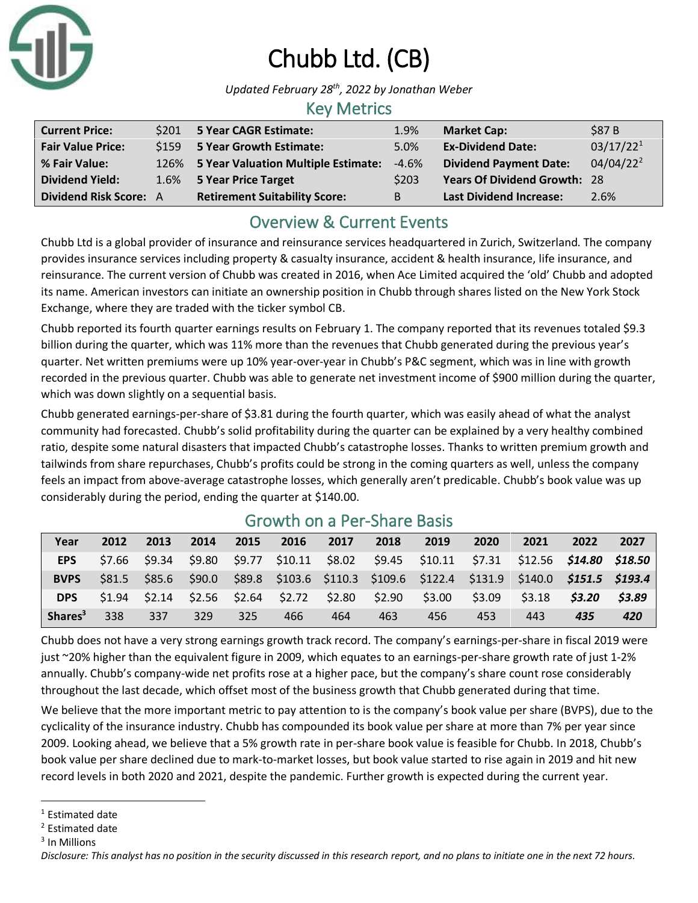# Chubb Ltd. (CB)

*Updated February 28th, 2022 by Jonathan Weber*

## Key Metrics

| | | | | | |
|---|---|---|---|---|---|
| **Current Price:** | $201 | **5 Year CAGR Estimate:** | 1.9% | **Market Cap:** | $87 B |
| **Fair Value Price:** | $159 | **5 Year Growth Estimate:** | 5.0% | **Ex-Dividend Date:** | 03/17/22[1] |
| **% Fair Value:** | 126% | **5 Year Valuation Multiple Estimate:** | -4.6% | **Dividend Payment Date:** | 04/04/22[2] |
| **Dividend Yield:** | 1.6% | **5 Year Price Target** | $203 | **Years Of Dividend Growth:** | 28 |
| **Dividend Risk Score:** | A | **Retirement Suitability Score:** | B | **Last Dividend Increase:** | 2.6% |

## Overview & Current Events

Chubb Ltd is a global provider of insurance and reinsurance services headquartered in Zurich, Switzerland. The company provides insurance services including property & casualty insurance, accident & health insurance, life insurance, and reinsurance. The current version of Chubb was created in 2016, when Ace Limited acquired the 'old' Chubb and adopted its name. American investors can initiate an ownership position in Chubb through shares listed on the New York Stock Exchange, where they are traded with the ticker symbol CB.

Chubb reported its fourth quarter earnings results on February 1. The company reported that its revenues totaled $9.3 billion during the quarter, which was 11% more than the revenues that Chubb generated during the previous year's quarter. Net written premiums were up 10% year-over-year in Chubb's P&C segment, which was in line with growth recorded in the previous quarter. Chubb was able to generate net investment income of $900 million during the quarter, which was down slightly on a sequential basis.

Chubb generated earnings-per-share of $3.81 during the fourth quarter, which was easily ahead of what the analyst community had forecasted. Chubb's solid profitability during the quarter can be explained by a very healthy combined ratio, despite some natural disasters that impacted Chubb's catastrophe losses. Thanks to written premium growth and tailwinds from share repurchases, Chubb's profits could be strong in the coming quarters as well, unless the company feels an impact from above-average catastrophe losses, which generally aren't predicable. Chubb's book value was up considerably during the period, ending the quarter at $140.00.

## Growth on a Per-Share Basis

| Year | 2012 | 2013 | 2014 | 2015 | 2016 | 2017 | 2018 | 2019 | 2020 | 2021 | 2022 | 2027 |
|---|---|---|---|---|---|---|---|---|---|---|---|---|
| **EPS** | $7.66 | $9.34 | $9.80 | $9.77 | $10.11 | $8.02 | $9.45 | $10.11 | $7.31 | $12.56 | ***$14.80*** | ***$18.50*** |
| **BVPS** | $81.5 | $85.6 | $90.0 | $89.8 | $103.6 | $110.3 | $109.6 | $122.4 | $131.9 | $140.0 | ***$151.5*** | ***$193.4*** |
| **DPS** | $1.94 | $2.14 | $2.56 | $2.64 | $2.72 | $2.80 | $2.90 | $3.00 | $3.09 | $3.18 | ***$3.20*** | ***$3.89*** |
| **Shares[3]** | 338 | 337 | 329 | 325 | 466 | 464 | 463 | 456 | 453 | 443 | ***435*** | ***420*** |

Chubb does not have a very strong earnings growth track record. The company's earnings-per-share in fiscal 2019 were just ~20% higher than the equivalent figure in 2009, which equates to an earnings-per-share growth rate of just 1-2% annually. Chubb's company-wide net profits rose at a higher pace, but the company's share count rose considerably throughout the last decade, which offset most of the business growth that Chubb generated during that time.

We believe that the more important metric to pay attention to is the company's book value per share (BVPS), due to the cyclicality of the insurance industry. Chubb has compounded its book value per share at more than 7% per year since 2009. Looking ahead, we believe that a 5% growth rate in per-share book value is feasible for Chubb. In 2018, Chubb's book value per share declined due to mark-to-market losses, but book value started to rise again in 2019 and hit new record levels in both 2020 and 2021, despite the pandemic. Further growth is expected during the current year.

[1] Estimated date

[2] Estimated date

[3] In Millions

*Disclosure: This analyst has no position in the security discussed in this research report, and no plans to initiate one in the next 72 hours.*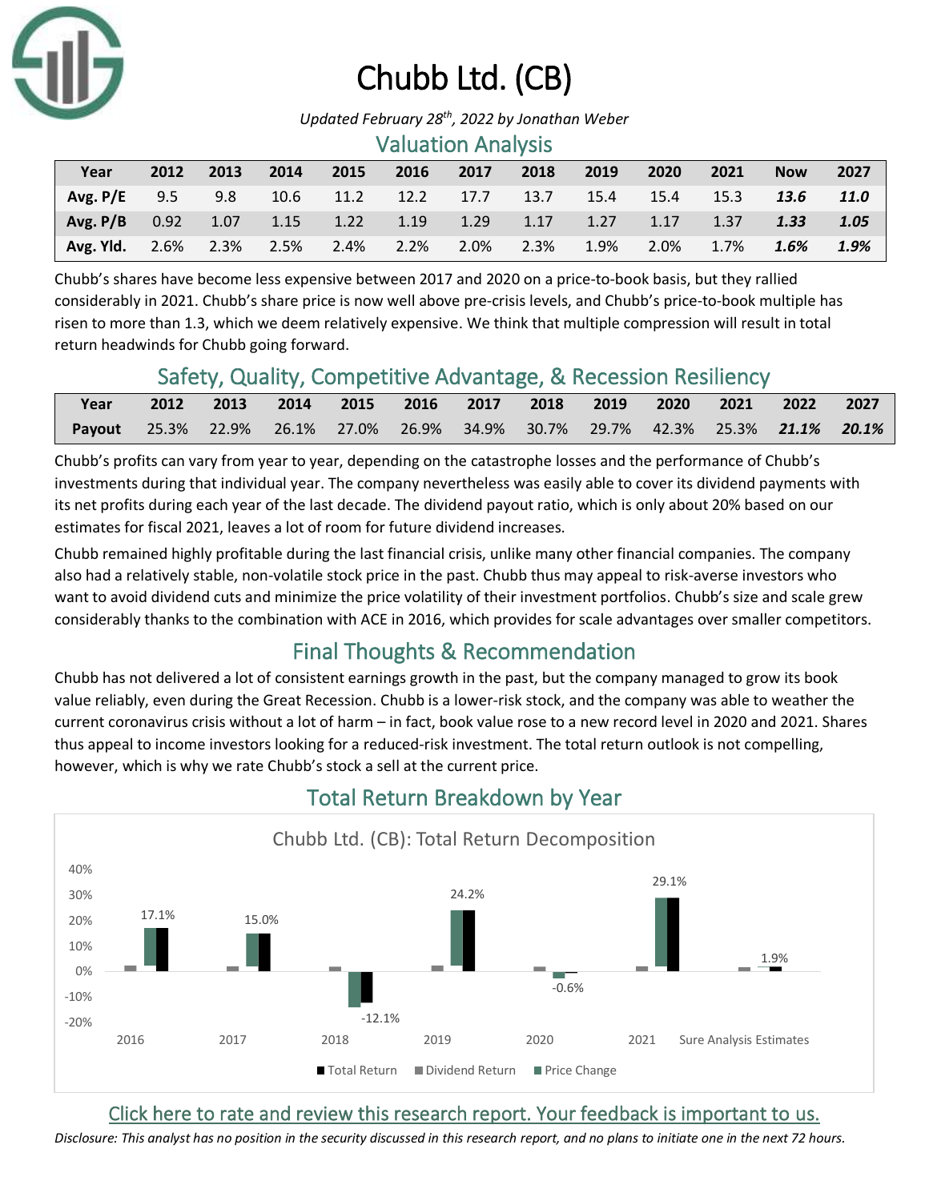# Chubb Ltd. (CB)

*Updated February 28th, 2022 by Jonathan Weber*

## Valuation Analysis

| Year | 2012 | 2013 | 2014 | 2015 | 2016 | 2017 | 2018 | 2019 | 2020 | 2021 | Now | 2027 |
|---|---|---|---|---|---|---|---|---|---|---|---|---|
| **Avg. P/E** | 9.5 | 9.8 | 10.6 | 11.2 | 12.2 | 17.7 | 13.7 | 15.4 | 15.4 | 15.3 | ***13.6*** | ***11.0*** |
| **Avg. P/B** | 0.92 | 1.07 | 1.15 | 1.22 | 1.19 | 1.29 | 1.17 | 1.27 | 1.17 | 1.37 | ***1.33*** | ***1.05*** |
| **Avg. Yld.** | 2.6% | 2.3% | 2.5% | 2.4% | 2.2% | 2.0% | 2.3% | 1.9% | 2.0% | 1.7% | ***1.6%*** | ***1.9%*** |

Chubb's shares have become less expensive between 2017 and 2020 on a price-to-book basis, but they rallied considerably in 2021. Chubb's share price is now well above pre-crisis levels, and Chubb's price-to-book multiple has risen to more than 1.3, which we deem relatively expensive. We think that multiple compression will result in total return headwinds for Chubb going forward.

## Safety, Quality, Competitive Advantage, & Recession Resiliency

| Year | 2012 | 2013 | 2014 | 2015 | 2016 | 2017 | 2018 | 2019 | 2020 | 2021 | 2022 | 2027 |
|---|---|---|---|---|---|---|---|---|---|---|---|---|
| **Payout** | 25.3% | 22.9% | 26.1% | 27.0% | 26.9% | 34.9% | 30.7% | 29.7% | 42.3% | 25.3% | ***21.1%*** | ***20.1%*** |

Chubb's profits can vary from year to year, depending on the catastrophe losses and the performance of Chubb's investments during that individual year. The company nevertheless was easily able to cover its dividend payments with its net profits during each year of the last decade. The dividend payout ratio, which is only about 20% based on our estimates for fiscal 2021, leaves a lot of room for future dividend increases.

Chubb remained highly profitable during the last financial crisis, unlike many other financial companies. The company also had a relatively stable, non-volatile stock price in the past. Chubb thus may appeal to risk-averse investors who want to avoid dividend cuts and minimize the price volatility of their investment portfolios. Chubb's size and scale grew considerably thanks to the combination with ACE in 2016, which provides for scale advantages over smaller competitors.

## Final Thoughts & Recommendation

Chubb has not delivered a lot of consistent earnings growth in the past, but the company managed to grow its book value reliably, even during the Great Recession. Chubb is a lower-risk stock, and the company was able to weather the current coronavirus crisis without a lot of harm – in fact, book value rose to a new record level in 2020 and 2021. Shares thus appeal to income investors looking for a reduced-risk investment. The total return outlook is not compelling, however, which is why we rate Chubb's stock a sell at the current price.

## Total Return Breakdown by Year

Chubb Ltd. (CB): Total Return Decomposition

| | 2016 | 2017 | 2018 | 2019 | 2020 | 2021 | Sure Analysis Estimates |
|---|---|---|---|---|---|---|---|
| Total Return | 17.1% | 15.0% | -12.1% | 24.2% | -0.6% | 29.1% | 1.9% |

Legend: Total Return, Dividend Return, Price Change

Click here to rate and review this research report. Your feedback is important to us.

*Disclosure: This analyst has no position in the security discussed in this research report, and no plans to initiate one in the next 72 hours.*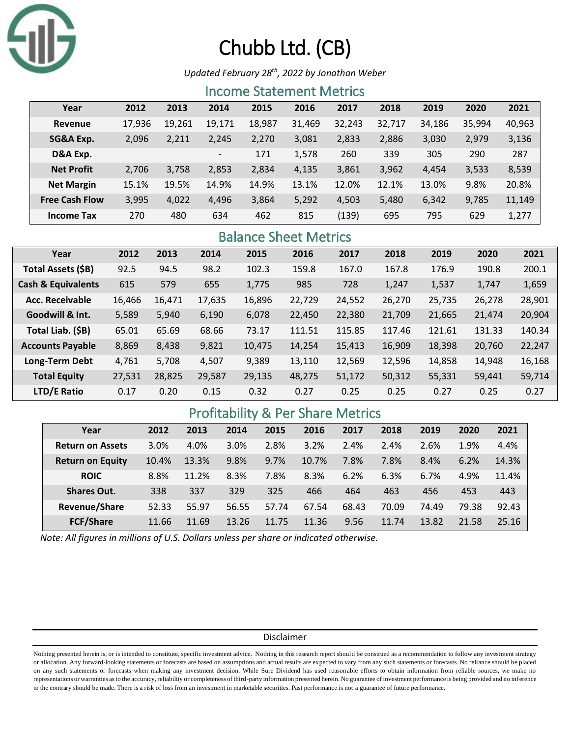# Chubb Ltd. (CB)

*Updated February 28th, 2022 by Jonathan Weber*

## Income Statement Metrics

| Year | 2012 | 2013 | 2014 | 2015 | 2016 | 2017 | 2018 | 2019 | 2020 | 2021 |
|---|---|---|---|---|---|---|---|---|---|---|
| **Revenue** | 17,936 | 19,261 | 19,171 | 18,987 | 31,469 | 32,243 | 32,717 | 34,186 | 35,994 | 40,963 |
| **SG&A Exp.** | 2,096 | 2,211 | 2,245 | 2,270 | 3,081 | 2,833 | 2,886 | 3,030 | 2,979 | 3,136 |
| **D&A Exp.** | | | - | 171 | 1,578 | 260 | 339 | 305 | 290 | 287 |
| **Net Profit** | 2,706 | 3,758 | 2,853 | 2,834 | 4,135 | 3,861 | 3,962 | 4,454 | 3,533 | 8,539 |
| **Net Margin** | 15.1% | 19.5% | 14.9% | 14.9% | 13.1% | 12.0% | 12.1% | 13.0% | 9.8% | 20.8% |
| **Free Cash Flow** | 3,995 | 4,022 | 4,496 | 3,864 | 5,292 | 4,503 | 5,480 | 6,342 | 9,785 | 11,149 |
| **Income Tax** | 270 | 480 | 634 | 462 | 815 | (139) | 695 | 795 | 629 | 1,277 |

## Balance Sheet Metrics

| Year | 2012 | 2013 | 2014 | 2015 | 2016 | 2017 | 2018 | 2019 | 2020 | 2021 |
|---|---|---|---|---|---|---|---|---|---|---|
| **Total Assets ($B)** | 92.5 | 94.5 | 98.2 | 102.3 | 159.8 | 167.0 | 167.8 | 176.9 | 190.8 | 200.1 |
| **Cash & Equivalents** | 615 | 579 | 655 | 1,775 | 985 | 728 | 1,247 | 1,537 | 1,747 | 1,659 |
| **Acc. Receivable** | 16,466 | 16,471 | 17,635 | 16,896 | 22,729 | 24,552 | 26,270 | 25,735 | 26,278 | 28,901 |
| **Goodwill & Int.** | 5,589 | 5,940 | 6,190 | 6,078 | 22,450 | 22,380 | 21,709 | 21,665 | 21,474 | 20,904 |
| **Total Liab. ($B)** | 65.01 | 65.69 | 68.66 | 73.17 | 111.51 | 115.85 | 117.46 | 121.61 | 131.33 | 140.34 |
| **Accounts Payable** | 8,869 | 8,438 | 9,821 | 10,475 | 14,254 | 15,413 | 16,909 | 18,398 | 20,760 | 22,247 |
| **Long-Term Debt** | 4,761 | 5,708 | 4,507 | 9,389 | 13,110 | 12,569 | 12,596 | 14,858 | 14,948 | 16,168 |
| **Total Equity** | 27,531 | 28,825 | 29,587 | 29,135 | 48,275 | 51,172 | 50,312 | 55,331 | 59,441 | 59,714 |
| **LTD/E Ratio** | 0.17 | 0.20 | 0.15 | 0.32 | 0.27 | 0.25 | 0.25 | 0.27 | 0.25 | 0.27 |

## Profitability & Per Share Metrics

| Year | 2012 | 2013 | 2014 | 2015 | 2016 | 2017 | 2018 | 2019 | 2020 | 2021 |
|---|---|---|---|---|---|---|---|---|---|---|
| **Return on Assets** | 3.0% | 4.0% | 3.0% | 2.8% | 3.2% | 2.4% | 2.4% | 2.6% | 1.9% | 4.4% |
| **Return on Equity** | 10.4% | 13.3% | 9.8% | 9.7% | 10.7% | 7.8% | 7.8% | 8.4% | 6.2% | 14.3% |
| **ROIC** | 8.8% | 11.2% | 8.3% | 7.8% | 8.3% | 6.2% | 6.3% | 6.7% | 4.9% | 11.4% |
| **Shares Out.** | 338 | 337 | 329 | 325 | 466 | 464 | 463 | 456 | 453 | 443 |
| **Revenue/Share** | 52.33 | 55.97 | 56.55 | 57.74 | 67.54 | 68.43 | 70.09 | 74.49 | 79.38 | 92.43 |
| **FCF/Share** | 11.66 | 11.69 | 13.26 | 11.75 | 11.36 | 9.56 | 11.74 | 13.82 | 21.58 | 25.16 |

*Note: All figures in millions of U.S. Dollars unless per share or indicated otherwise.*

Disclaimer

Nothing presented herein is, or is intended to constitute, specific investment advice. Nothing in this research report should be construed as a recommendation to follow any investment strategy or allocation. Any forward-looking statements or forecasts are based on assumptions and actual results are expected to vary from any such statements or forecasts. No reliance should be placed on any such statements or forecasts when making any investment decision. While Sure Dividend has used reasonable efforts to obtain information from reliable sources, we make no representations or warranties as to the accuracy, reliability or completeness of third-party information presented herein. No guarantee of investment performance is being provided and no inference to the contrary should be made. There is a risk of loss from an investment in marketable securities. Past performance is not a guarantee of future performance.